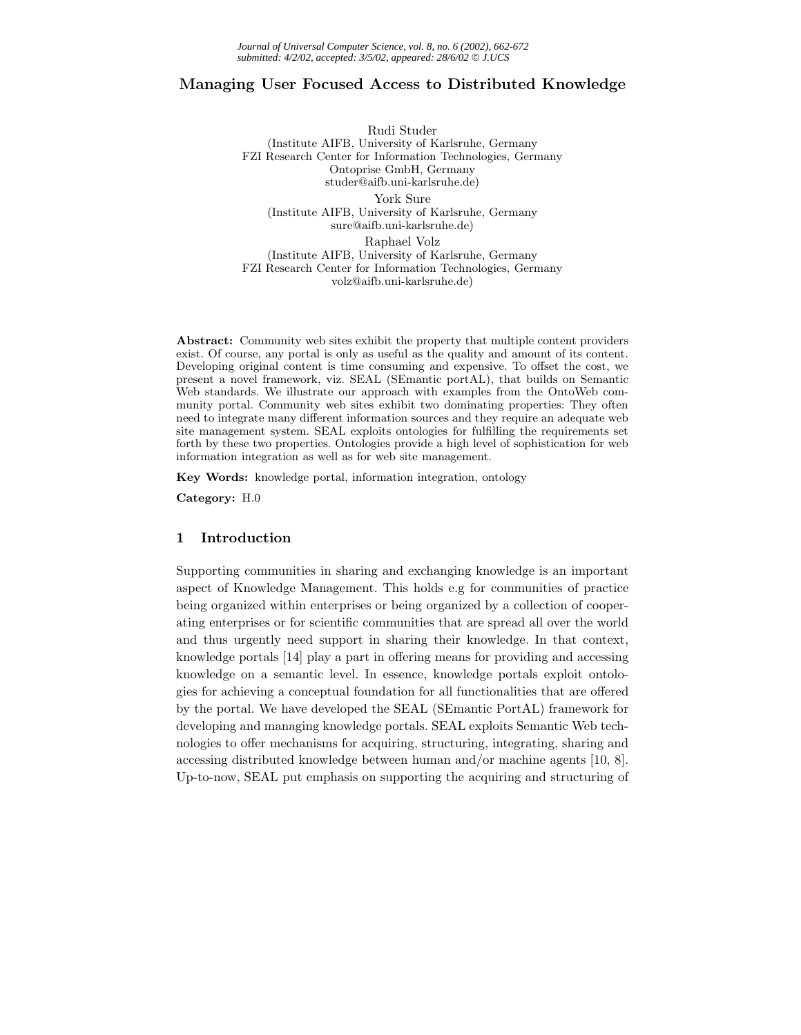# Managing User Focused Access to Distributed Knowledge

Rudi Studer
(Institute AIFB, University of Karlsruhe, Germany
FZI Research Center for Information Technologies, Germany
Ontoprise GmbH, Germany
studer@aifb.uni-karlsruhe.de)

York Sure
(Institute AIFB, University of Karlsruhe, Germany
sure@aifb.uni-karlsruhe.de)

Raphael Volz
(Institute AIFB, University of Karlsruhe, Germany
FZI Research Center for Information Technologies, Germany
volz@aifb.uni-karlsruhe.de)

**Abstract:** Community web sites exhibit the property that multiple content providers exist. Of course, any portal is only as useful as the quality and amount of its content. Developing original content is time consuming and expensive. To offset the cost, we present a novel framework, viz. SEAL (SEmantic portAL), that builds on Semantic Web standards. We illustrate our approach with examples from the OntoWeb community portal. Community web sites exhibit two dominating properties: They often need to integrate many different information sources and they require an adequate web site management system. SEAL exploits ontologies for fulfilling the requirements set forth by these two properties. Ontologies provide a high level of sophistication for web information integration as well as for web site management.

**Key Words:** knowledge portal, information integration, ontology

**Category:** H.0

## 1 Introduction

Supporting communities in sharing and exchanging knowledge is an important aspect of Knowledge Management. This holds e.g for communities of practice being organized within enterprises or being organized by a collection of cooperating enterprises or for scientific communities that are spread all over the world and thus urgently need support in sharing their knowledge. In that context, knowledge portals [14] play a part in offering means for providing and accessing knowledge on a semantic level. In essence, knowledge portals exploit ontologies for achieving a conceptual foundation for all functionalities that are offered by the portal. We have developed the SEAL (SEmantic PortAL) framework for developing and managing knowledge portals. SEAL exploits Semantic Web technologies to offer mechanisms for acquiring, structuring, integrating, sharing and accessing distributed knowledge between human and/or machine agents [10, 8]. Up-to-now, SEAL put emphasis on supporting the acquiring and structuring of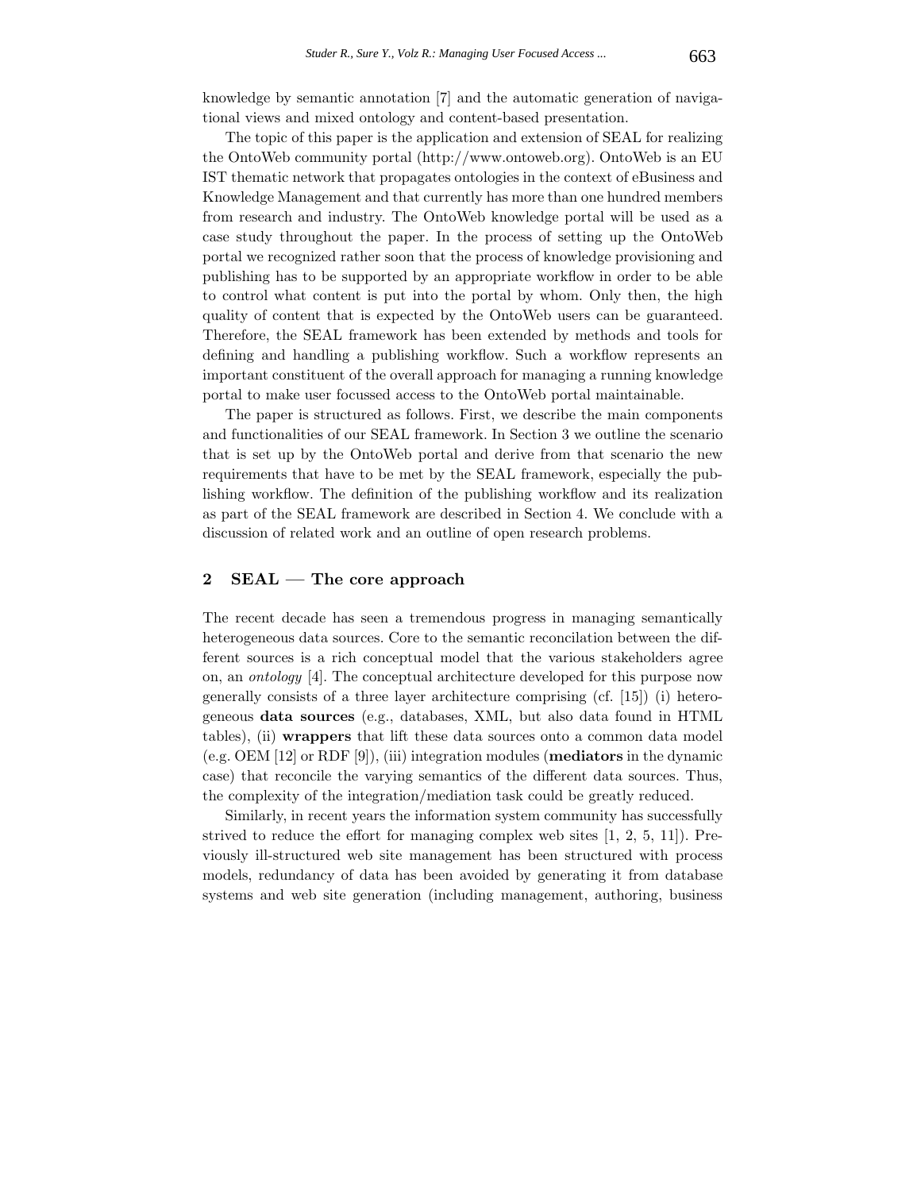knowledge by semantic annotation [7] and the automatic generation of navigational views and mixed ontology and content-based presentation.

The topic of this paper is the application and extension of SEAL for realizing the OntoWeb community portal (http://www.ontoweb.org). OntoWeb is an EU IST thematic network that propagates ontologies in the context of eBusiness and Knowledge Management and that currently has more than one hundred members from research and industry. The OntoWeb knowledge portal will be used as a case study throughout the paper. In the process of setting up the OntoWeb portal we recognized rather soon that the process of knowledge provisioning and publishing has to be supported by an appropriate workflow in order to be able to control what content is put into the portal by whom. Only then, the high quality of content that is expected by the OntoWeb users can be guaranteed. Therefore, the SEAL framework has been extended by methods and tools for defining and handling a publishing workflow. Such a workflow represents an important constituent of the overall approach for managing a running knowledge portal to make user focussed access to the OntoWeb portal maintainable.

The paper is structured as follows. First, we describe the main components and functionalities of our SEAL framework. In Section 3 we outline the scenario that is set up by the OntoWeb portal and derive from that scenario the new requirements that have to be met by the SEAL framework, especially the publishing workflow. The definition of the publishing workflow and its realization as part of the SEAL framework are described in Section 4. We conclude with a discussion of related work and an outline of open research problems.

## 2 SEAL — The core approach

The recent decade has seen a tremendous progress in managing semantically heterogeneous data sources. Core to the semantic reconcilation between the different sources is a rich conceptual model that the various stakeholders agree on, an *ontology* [4]. The conceptual architecture developed for this purpose now generally consists of a three layer architecture comprising (cf. [15]) (i) heterogeneous **data sources** (e.g., databases, XML, but also data found in HTML tables), (ii) **wrappers** that lift these data sources onto a common data model (e.g. OEM [12] or RDF [9]), (iii) integration modules (**mediators** in the dynamic case) that reconcile the varying semantics of the different data sources. Thus, the complexity of the integration/mediation task could be greatly reduced.

Similarly, in recent years the information system community has successfully strived to reduce the effort for managing complex web sites [1, 2, 5, 11]). Previously ill-structured web site management has been structured with process models, redundancy of data has been avoided by generating it from database systems and web site generation (including management, authoring, business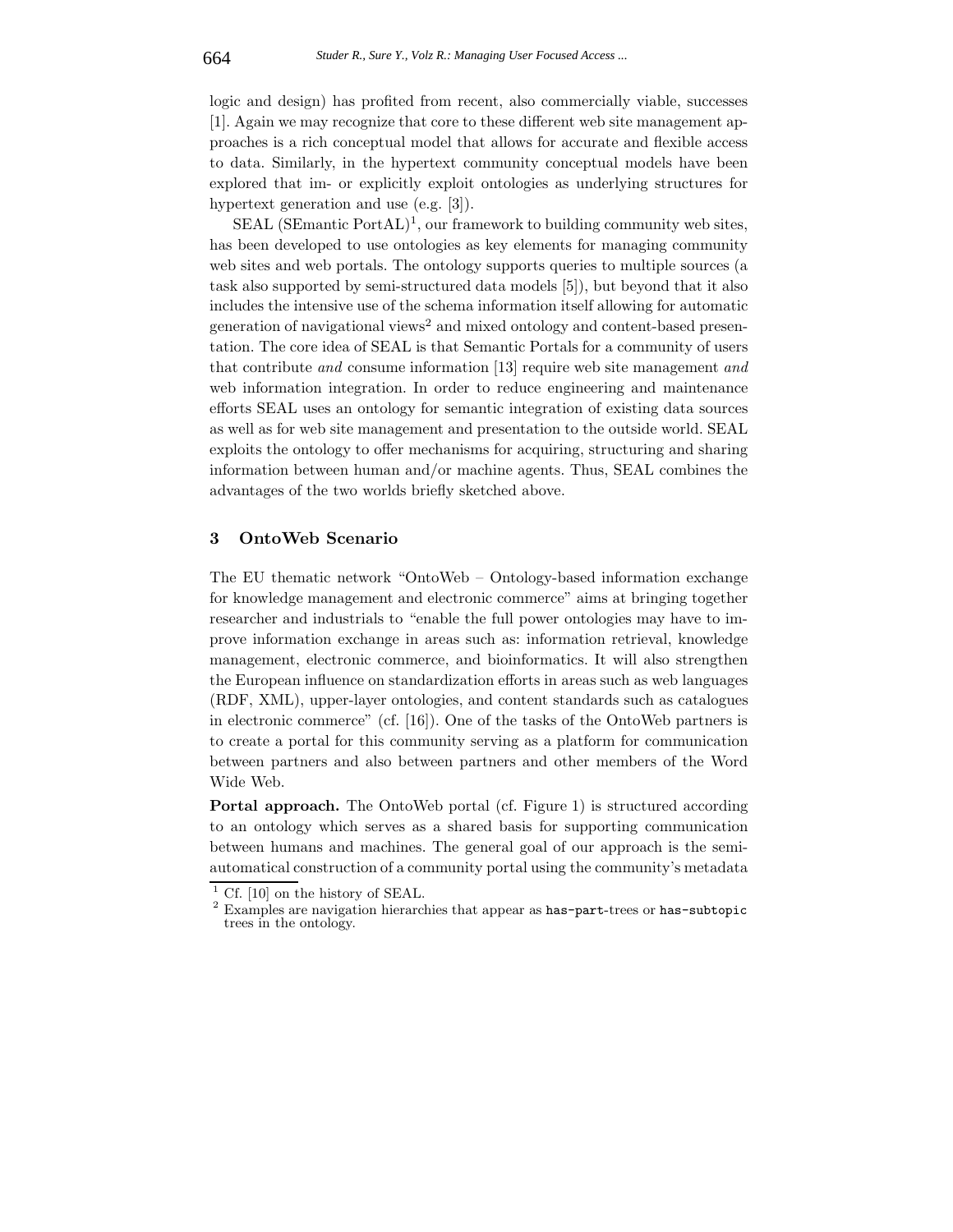logic and design) has profited from recent, also commercially viable, successes [1]. Again we may recognize that core to these different web site management approaches is a rich conceptual model that allows for accurate and flexible access to data. Similarly, in the hypertext community conceptual models have been explored that im- or explicitly exploit ontologies as underlying structures for hypertext generation and use (e.g. [3]).

SEAL (SEmantic PortAL)[1], our framework to building community web sites, has been developed to use ontologies as key elements for managing community web sites and web portals. The ontology supports queries to multiple sources (a task also supported by semi-structured data models [5]), but beyond that it also includes the intensive use of the schema information itself allowing for automatic generation of navigational views[2] and mixed ontology and content-based presentation. The core idea of SEAL is that Semantic Portals for a community of users that contribute *and* consume information [13] require web site management *and* web information integration. In order to reduce engineering and maintenance efforts SEAL uses an ontology for semantic integration of existing data sources as well as for web site management and presentation to the outside world. SEAL exploits the ontology to offer mechanisms for acquiring, structuring and sharing information between human and/or machine agents. Thus, SEAL combines the advantages of the two worlds briefly sketched above.

## 3 OntoWeb Scenario

The EU thematic network "OntoWeb – Ontology-based information exchange for knowledge management and electronic commerce" aims at bringing together researcher and industrials to "enable the full power ontologies may have to improve information exchange in areas such as: information retrieval, knowledge management, electronic commerce, and bioinformatics. It will also strengthen the European influence on standardization efforts in areas such as web languages (RDF, XML), upper-layer ontologies, and content standards such as catalogues in electronic commerce" (cf. [16]). One of the tasks of the OntoWeb partners is to create a portal for this community serving as a platform for communication between partners and also between partners and other members of the Word Wide Web.

**Portal approach.** The OntoWeb portal (cf. Figure 1) is structured according to an ontology which serves as a shared basis for supporting communication between humans and machines. The general goal of our approach is the semi-automatical construction of a community portal using the community's metadata

---

[1] Cf. [10] on the history of SEAL.

[2] Examples are navigation hierarchies that appear as `has-part`-trees or `has-subtopic` trees in the ontology.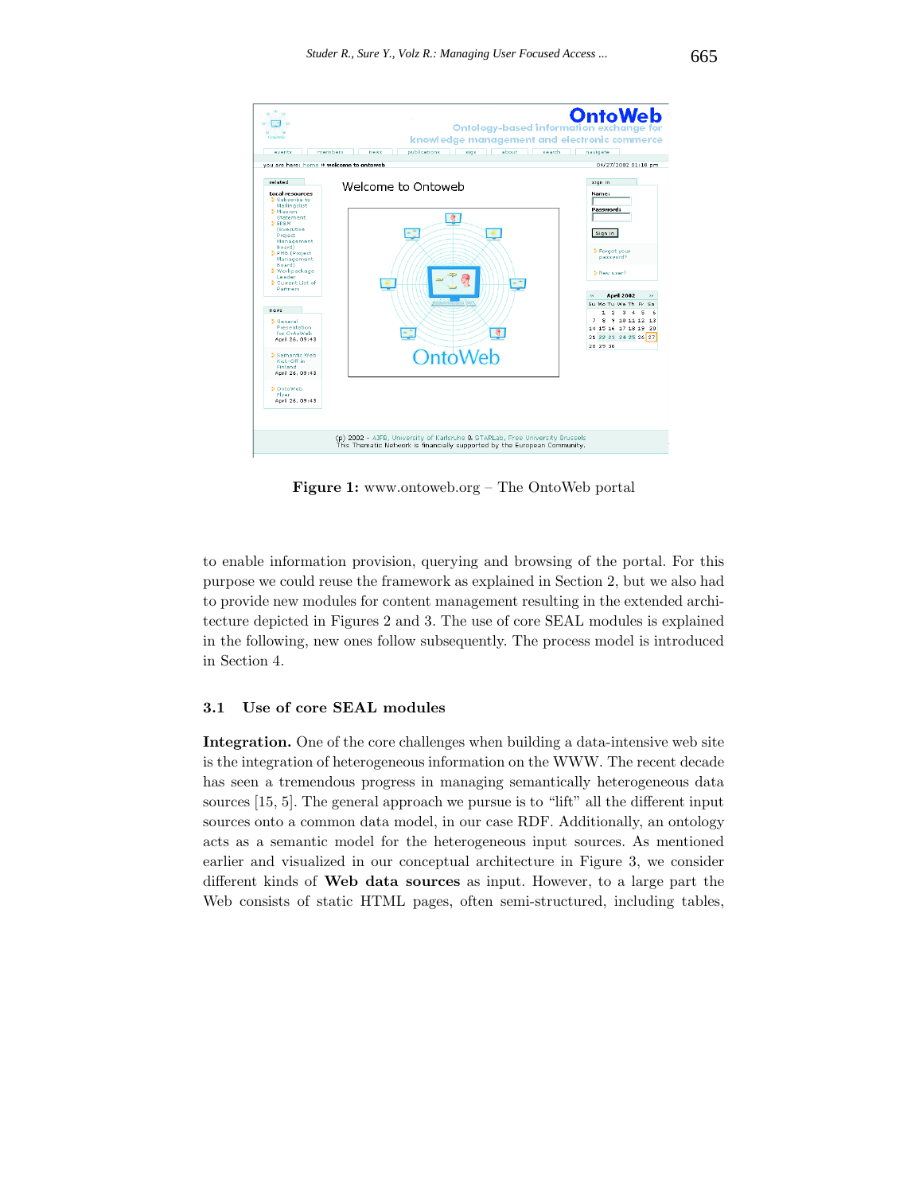**Figure 1:** www.ontoweb.org – The OntoWeb portal

to enable information provision, querying and browsing of the portal. For this purpose we could reuse the framework as explained in Section 2, but we also had to provide new modules for content management resulting in the extended architecture depicted in Figures 2 and 3. The use of core SEAL modules is explained in the following, new ones follow subsequently. The process model is introduced in Section 4.

### 3.1 Use of core SEAL modules

**Integration.** One of the core challenges when building a data-intensive web site is the integration of heterogeneous information on the WWW. The recent decade has seen a tremendous progress in managing semantically heterogeneous data sources [15, 5]. The general approach we pursue is to "lift" all the different input sources onto a common data model, in our case RDF. Additionally, an ontology acts as a semantic model for the heterogeneous input sources. As mentioned earlier and visualized in our conceptual architecture in Figure 3, we consider different kinds of **Web data sources** as input. However, to a large part the Web consists of static HTML pages, often semi-structured, including tables,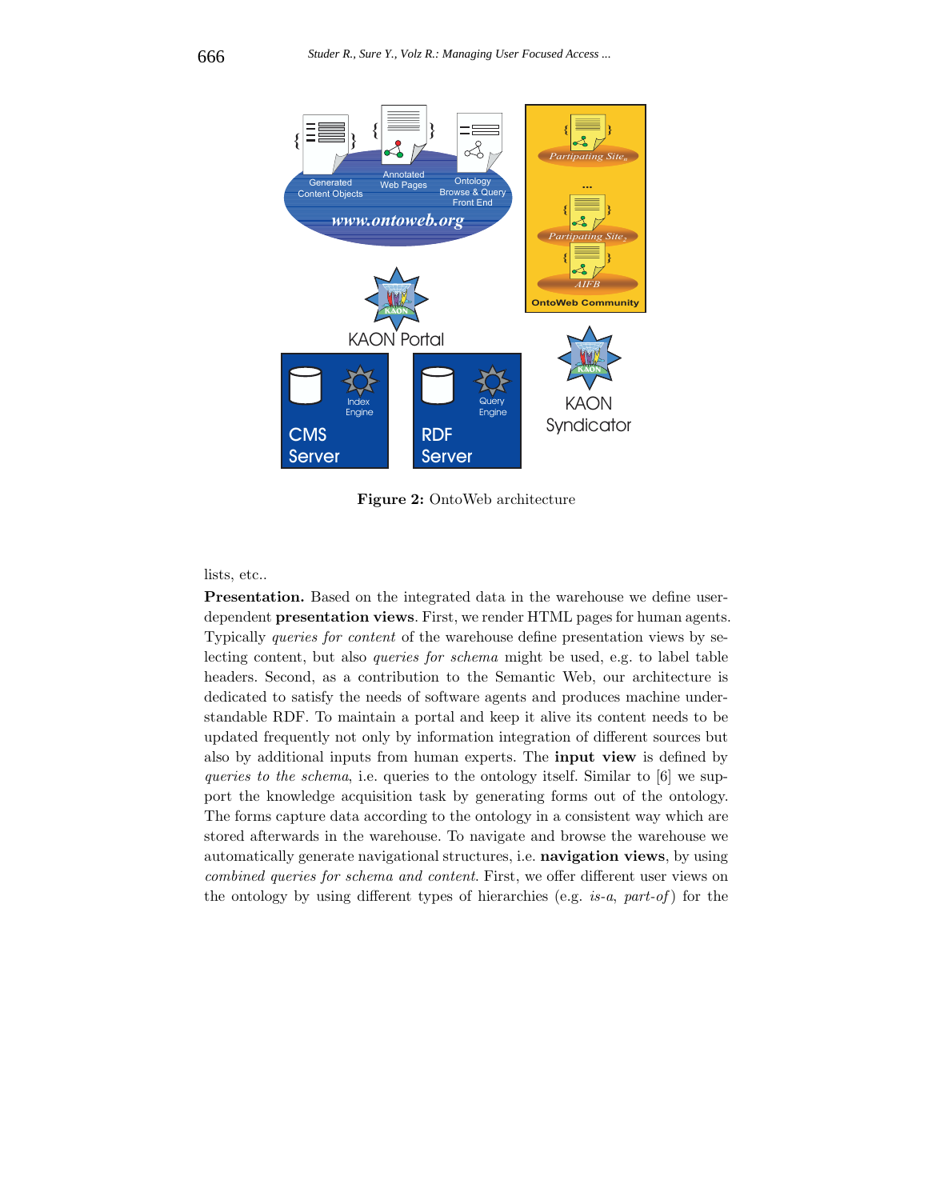**Figure 2:** OntoWeb architecture

lists, etc..

**Presentation.** Based on the integrated data in the warehouse we define user-dependent **presentation views**. First, we render HTML pages for human agents. Typically *queries for content* of the warehouse define presentation views by selecting content, but also *queries for schema* might be used, e.g. to label table headers. Second, as a contribution to the Semantic Web, our architecture is dedicated to satisfy the needs of software agents and produces machine understandable RDF. To maintain a portal and keep it alive its content needs to be updated frequently not only by information integration of different sources but also by additional inputs from human experts. The **input view** is defined by *queries to the schema*, i.e. queries to the ontology itself. Similar to [6] we support the knowledge acquisition task by generating forms out of the ontology. The forms capture data according to the ontology in a consistent way which are stored afterwards in the warehouse. To navigate and browse the warehouse we automatically generate navigational structures, i.e. **navigation views**, by using *combined queries for schema and content*. First, we offer different user views on the ontology by using different types of hierarchies (e.g. *is-a*, *part-of*) for the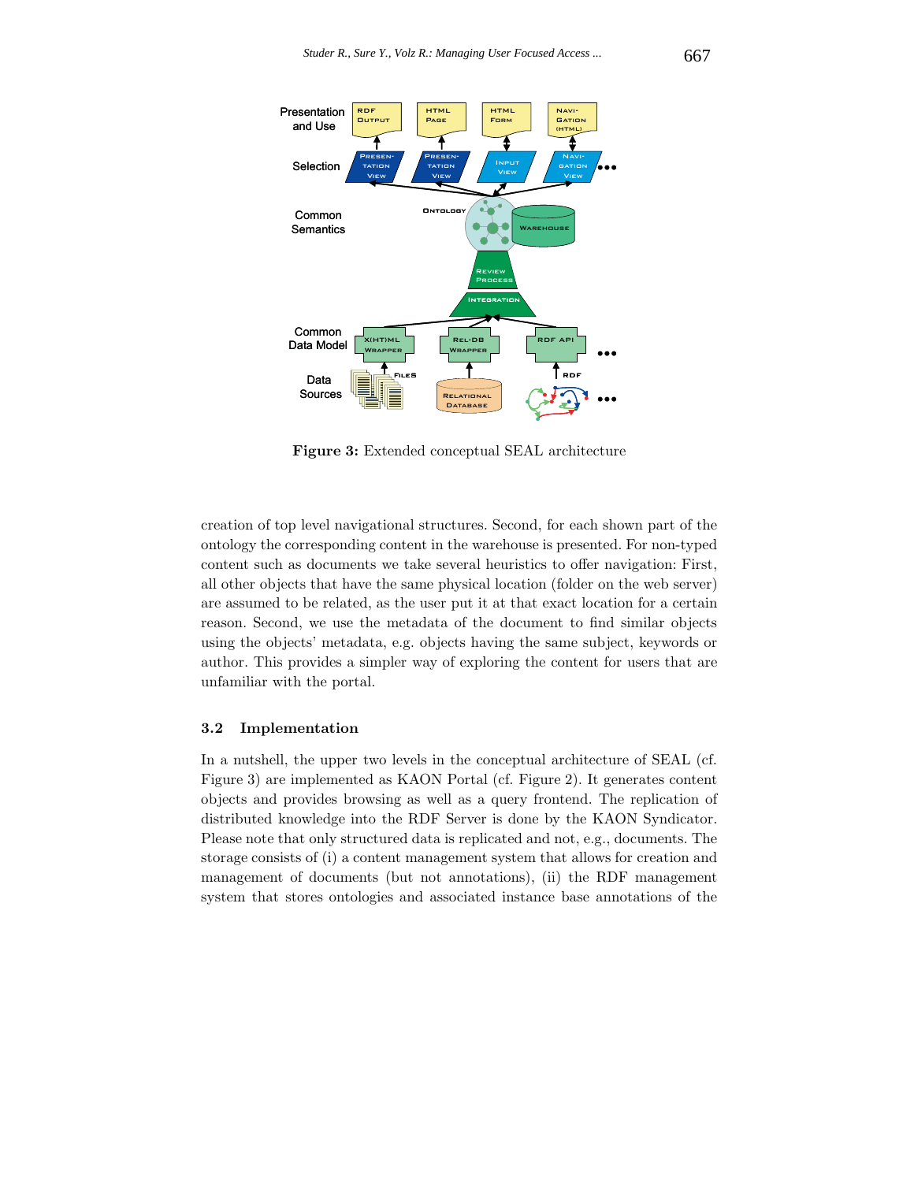**Figure 3:** Extended conceptual SEAL architecture

creation of top level navigational structures. Second, for each shown part of the ontology the corresponding content in the warehouse is presented. For non-typed content such as documents we take several heuristics to offer navigation: First, all other objects that have the same physical location (folder on the web server) are assumed to be related, as the user put it at that exact location for a certain reason. Second, we use the metadata of the document to find similar objects using the objects' metadata, e.g. objects having the same subject, keywords or author. This provides a simpler way of exploring the content for users that are unfamiliar with the portal.

### 3.2 Implementation

In a nutshell, the upper two levels in the conceptual architecture of SEAL (cf. Figure 3) are implemented as KAON Portal (cf. Figure 2). It generates content objects and provides browsing as well as a query frontend. The replication of distributed knowledge into the RDF Server is done by the KAON Syndicator. Please note that only structured data is replicated and not, e.g., documents. The storage consists of (i) a content management system that allows for creation and management of documents (but not annotations), (ii) the RDF management system that stores ontologies and associated instance base annotations of the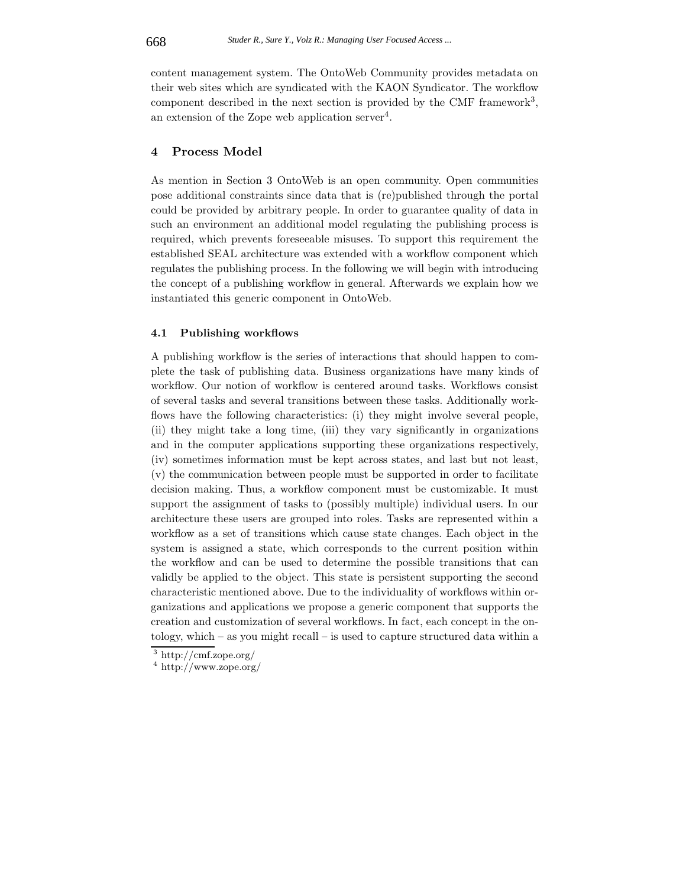content management system. The OntoWeb Community provides metadata on their web sites which are syndicated with the KAON Syndicator. The workflow component described in the next section is provided by the CMF framework[3], an extension of the Zope web application server[4].

## 4 Process Model

As mention in Section 3 OntoWeb is an open community. Open communities pose additional constraints since data that is (re)published through the portal could be provided by arbitrary people. In order to guarantee quality of data in such an environment an additional model regulating the publishing process is required, which prevents foreseeable misuses. To support this requirement the established SEAL architecture was extended with a workflow component which regulates the publishing process. In the following we will begin with introducing the concept of a publishing workflow in general. Afterwards we explain how we instantiated this generic component in OntoWeb.

### 4.1 Publishing workflows

A publishing workflow is the series of interactions that should happen to complete the task of publishing data. Business organizations have many kinds of workflow. Our notion of workflow is centered around tasks. Workflows consist of several tasks and several transitions between these tasks. Additionally workflows have the following characteristics: (i) they might involve several people, (ii) they might take a long time, (iii) they vary significantly in organizations and in the computer applications supporting these organizations respectively, (iv) sometimes information must be kept across states, and last but not least, (v) the communication between people must be supported in order to facilitate decision making. Thus, a workflow component must be customizable. It must support the assignment of tasks to (possibly multiple) individual users. In our architecture these users are grouped into roles. Tasks are represented within a workflow as a set of transitions which cause state changes. Each object in the system is assigned a state, which corresponds to the current position within the workflow and can be used to determine the possible transitions that can validly be applied to the object. This state is persistent supporting the second characteristic mentioned above. Due to the individuality of workflows within organizations and applications we propose a generic component that supports the creation and customization of several workflows. In fact, each concept in the ontology, which – as you might recall – is used to capture structured data within a

[3] http://cmf.zope.org/
[4] http://www.zope.org/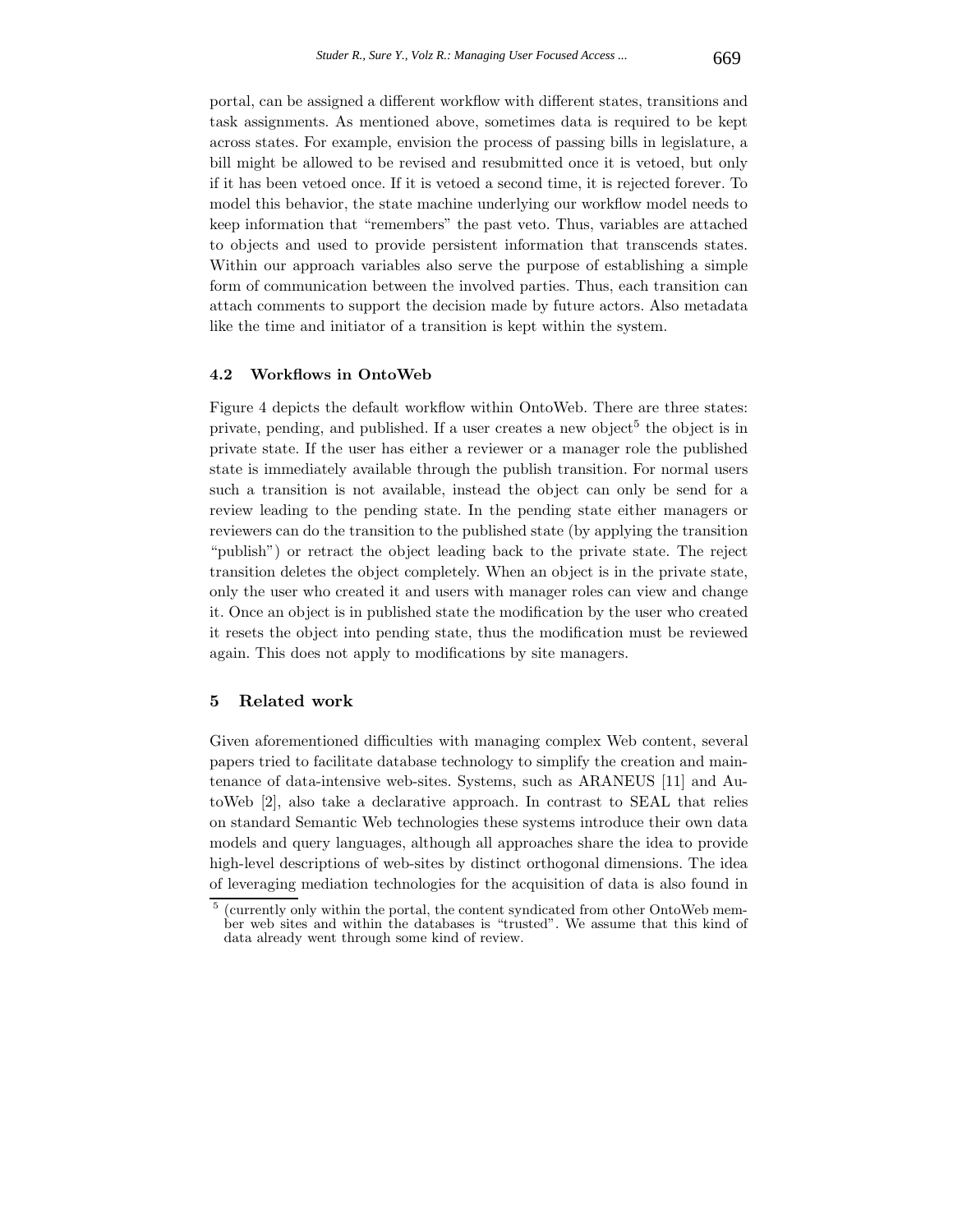portal, can be assigned a different workflow with different states, transitions and task assignments. As mentioned above, sometimes data is required to be kept across states. For example, envision the process of passing bills in legislature, a bill might be allowed to be revised and resubmitted once it is vetoed, but only if it has been vetoed once. If it is vetoed a second time, it is rejected forever. To model this behavior, the state machine underlying our workflow model needs to keep information that "remembers" the past veto. Thus, variables are attached to objects and used to provide persistent information that transcends states. Within our approach variables also serve the purpose of establishing a simple form of communication between the involved parties. Thus, each transition can attach comments to support the decision made by future actors. Also metadata like the time and initiator of a transition is kept within the system.

### 4.2 Workflows in OntoWeb

Figure 4 depicts the default workflow within OntoWeb. There are three states: private, pending, and published. If a user creates a new object[5] the object is in private state. If the user has either a reviewer or a manager role the published state is immediately available through the publish transition. For normal users such a transition is not available, instead the object can only be send for a review leading to the pending state. In the pending state either managers or reviewers can do the transition to the published state (by applying the transition "publish") or retract the object leading back to the private state. The reject transition deletes the object completely. When an object is in the private state, only the user who created it and users with manager roles can view and change it. Once an object is in published state the modification by the user who created it resets the object into pending state, thus the modification must be reviewed again. This does not apply to modifications by site managers.

## 5 Related work

Given aforementioned difficulties with managing complex Web content, several papers tried to facilitate database technology to simplify the creation and maintenance of data-intensive web-sites. Systems, such as ARANEUS [11] and AutoWeb [2], also take a declarative approach. In contrast to SEAL that relies on standard Semantic Web technologies these systems introduce their own data models and query languages, although all approaches share the idea to provide high-level descriptions of web-sites by distinct orthogonal dimensions. The idea of leveraging mediation technologies for the acquisition of data is also found in

---

[5] (currently only within the portal, the content syndicated from other OntoWeb member web sites and within the databases is "trusted". We assume that this kind of data already went through some kind of review.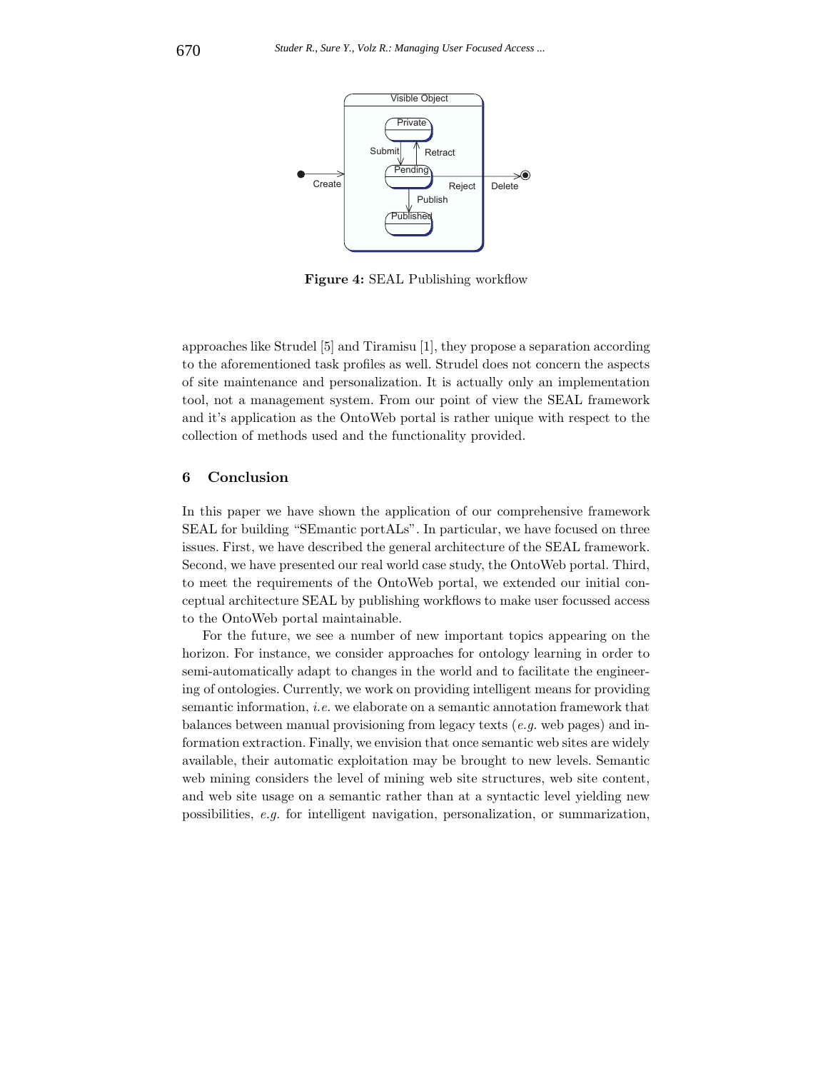**Figure 4:** SEAL Publishing workflow

approaches like Strudel [5] and Tiramisu [1], they propose a separation according to the aforementioned task profiles as well. Strudel does not concern the aspects of site maintenance and personalization. It is actually only an implementation tool, not a management system. From our point of view the SEAL framework and it's application as the OntoWeb portal is rather unique with respect to the collection of methods used and the functionality provided.

## 6 Conclusion

In this paper we have shown the application of our comprehensive framework SEAL for building "SEmantic portALs". In particular, we have focused on three issues. First, we have described the general architecture of the SEAL framework. Second, we have presented our real world case study, the OntoWeb portal. Third, to meet the requirements of the OntoWeb portal, we extended our initial conceptual architecture SEAL by publishing workflows to make user focussed access to the OntoWeb portal maintainable.

For the future, we see a number of new important topics appearing on the horizon. For instance, we consider approaches for ontology learning in order to semi-automatically adapt to changes in the world and to facilitate the engineering of ontologies. Currently, we work on providing intelligent means for providing semantic information, *i.e.* we elaborate on a semantic annotation framework that balances between manual provisioning from legacy texts (*e.g.* web pages) and information extraction. Finally, we envision that once semantic web sites are widely available, their automatic exploitation may be brought to new levels. Semantic web mining considers the level of mining web site structures, web site content, and web site usage on a semantic rather than at a syntactic level yielding new possibilities, *e.g.* for intelligent navigation, personalization, or summarization,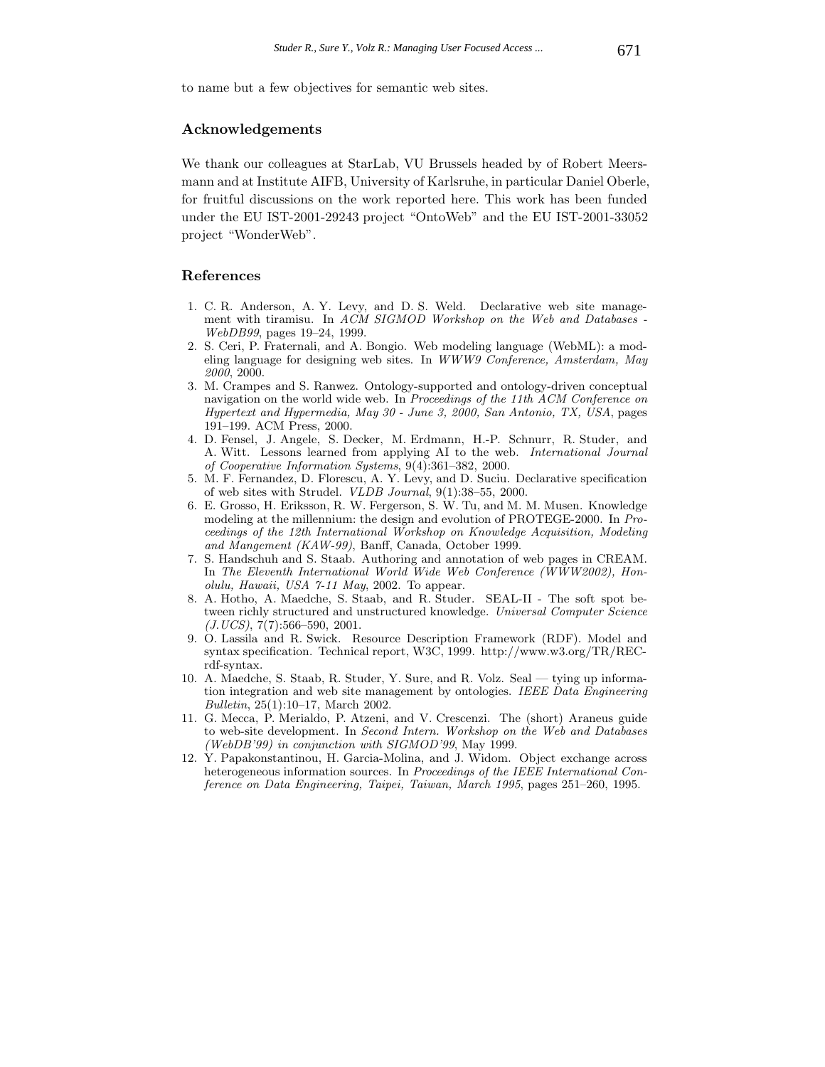to name but a few objectives for semantic web sites.

## Acknowledgements

We thank our colleagues at StarLab, VU Brussels headed by of Robert Meersmann and at Institute AIFB, University of Karlsruhe, in particular Daniel Oberle, for fruitful discussions on the work reported here. This work has been funded under the EU IST-2001-29243 project "OntoWeb" and the EU IST-2001-33052 project "WonderWeb".

## References

1. C. R. Anderson, A. Y. Levy, and D. S. Weld. Declarative web site management with tiramisu. In *ACM SIGMOD Workshop on the Web and Databases - WebDB99*, pages 19–24, 1999.
2. S. Ceri, P. Fraternali, and A. Bongio. Web modeling language (WebML): a modeling language for designing web sites. In *WWW9 Conference, Amsterdam, May 2000*, 2000.
3. M. Crampes and S. Ranwez. Ontology-supported and ontology-driven conceptual navigation on the world wide web. In *Proceedings of the 11th ACM Conference on Hypertext and Hypermedia, May 30 - June 3, 2000, San Antonio, TX, USA*, pages 191–199. ACM Press, 2000.
4. D. Fensel, J. Angele, S. Decker, M. Erdmann, H.-P. Schnurr, R. Studer, and A. Witt. Lessons learned from applying AI to the web. *International Journal of Cooperative Information Systems*, 9(4):361–382, 2000.
5. M. F. Fernandez, D. Florescu, A. Y. Levy, and D. Suciu. Declarative specification of web sites with Strudel. *VLDB Journal*, 9(1):38–55, 2000.
6. E. Grosso, H. Eriksson, R. W. Fergerson, S. W. Tu, and M. M. Musen. Knowledge modeling at the millennium: the design and evolution of PROTEGE-2000. In *Proceedings of the 12th International Workshop on Knowledge Acquisition, Modeling and Mangement (KAW-99)*, Banff, Canada, October 1999.
7. S. Handschuh and S. Staab. Authoring and annotation of web pages in CREAM. In *The Eleventh International World Wide Web Conference (WWW2002), Honolulu, Hawaii, USA 7-11 May*, 2002. To appear.
8. A. Hotho, A. Maedche, S. Staab, and R. Studer. SEAL-II - The soft spot between richly structured and unstructured knowledge. *Universal Computer Science (J.UCS)*, 7(7):566–590, 2001.
9. O. Lassila and R. Swick. Resource Description Framework (RDF). Model and syntax specification. Technical report, W3C, 1999. http://www.w3.org/TR/REC-rdf-syntax.
10. A. Maedche, S. Staab, R. Studer, Y. Sure, and R. Volz. Seal — tying up information integration and web site management by ontologies. *IEEE Data Engineering Bulletin*, 25(1):10–17, March 2002.
11. G. Mecca, P. Merialdo, P. Atzeni, and V. Crescenzi. The (short) Araneus guide to web-site development. In *Second Intern. Workshop on the Web and Databases (WebDB'99) in conjunction with SIGMOD'99*, May 1999.
12. Y. Papakonstantinou, H. Garcia-Molina, and J. Widom. Object exchange across heterogeneous information sources. In *Proceedings of the IEEE International Conference on Data Engineering, Taipei, Taiwan, March 1995*, pages 251–260, 1995.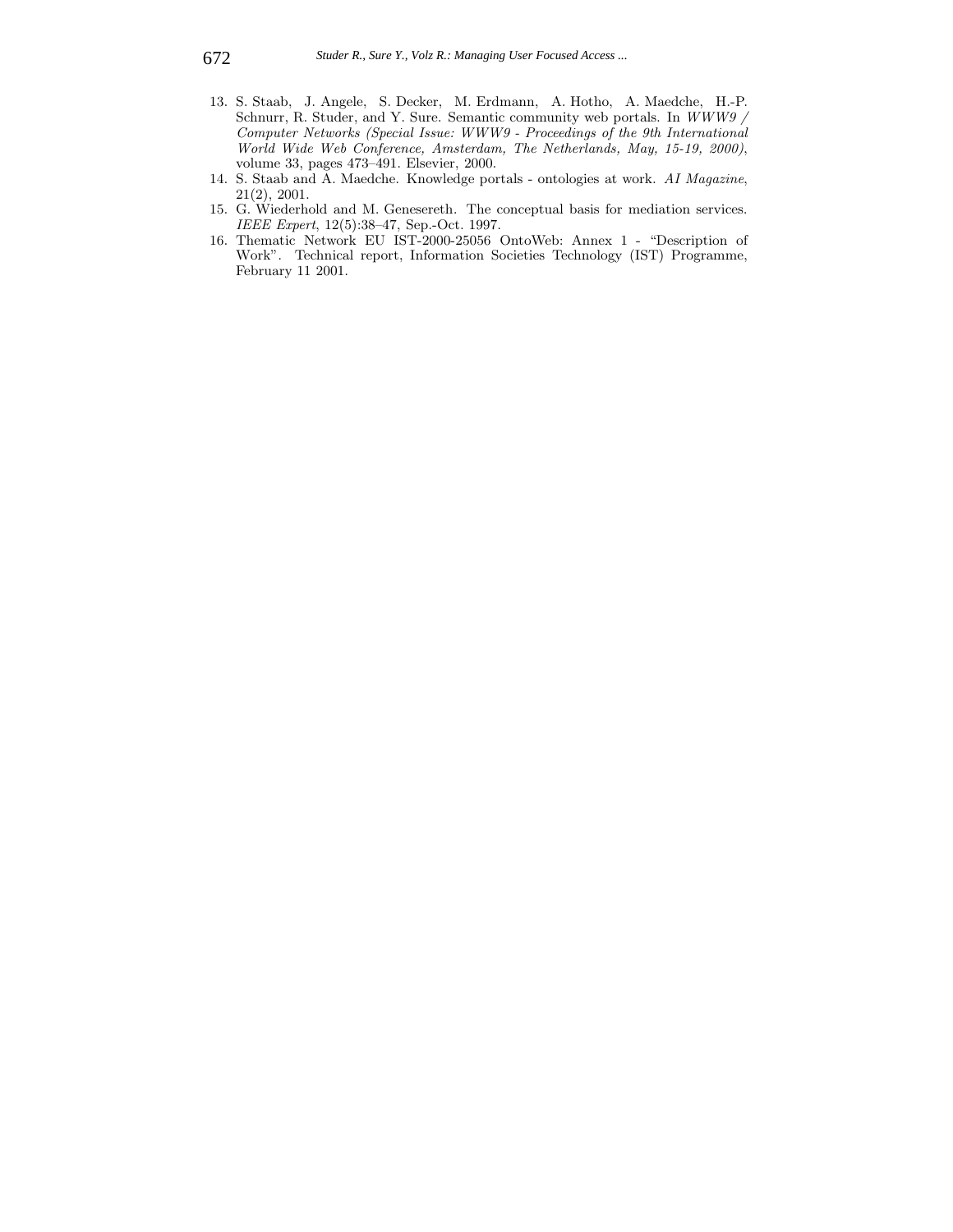13. S. Staab, J. Angele, S. Decker, M. Erdmann, A. Hotho, A. Maedche, H.-P. Schnurr, R. Studer, and Y. Sure. Semantic community web portals. In *WWW9 / Computer Networks (Special Issue: WWW9 - Proceedings of the 9th International World Wide Web Conference, Amsterdam, The Netherlands, May, 15-19, 2000)*, volume 33, pages 473–491. Elsevier, 2000.
14. S. Staab and A. Maedche. Knowledge portals - ontologies at work. *AI Magazine*, 21(2), 2001.
15. G. Wiederhold and M. Genesereth. The conceptual basis for mediation services. *IEEE Expert*, 12(5):38–47, Sep.-Oct. 1997.
16. Thematic Network EU IST-2000-25056 OntoWeb: Annex 1 - "Description of Work". Technical report, Information Societies Technology (IST) Programme, February 11 2001.